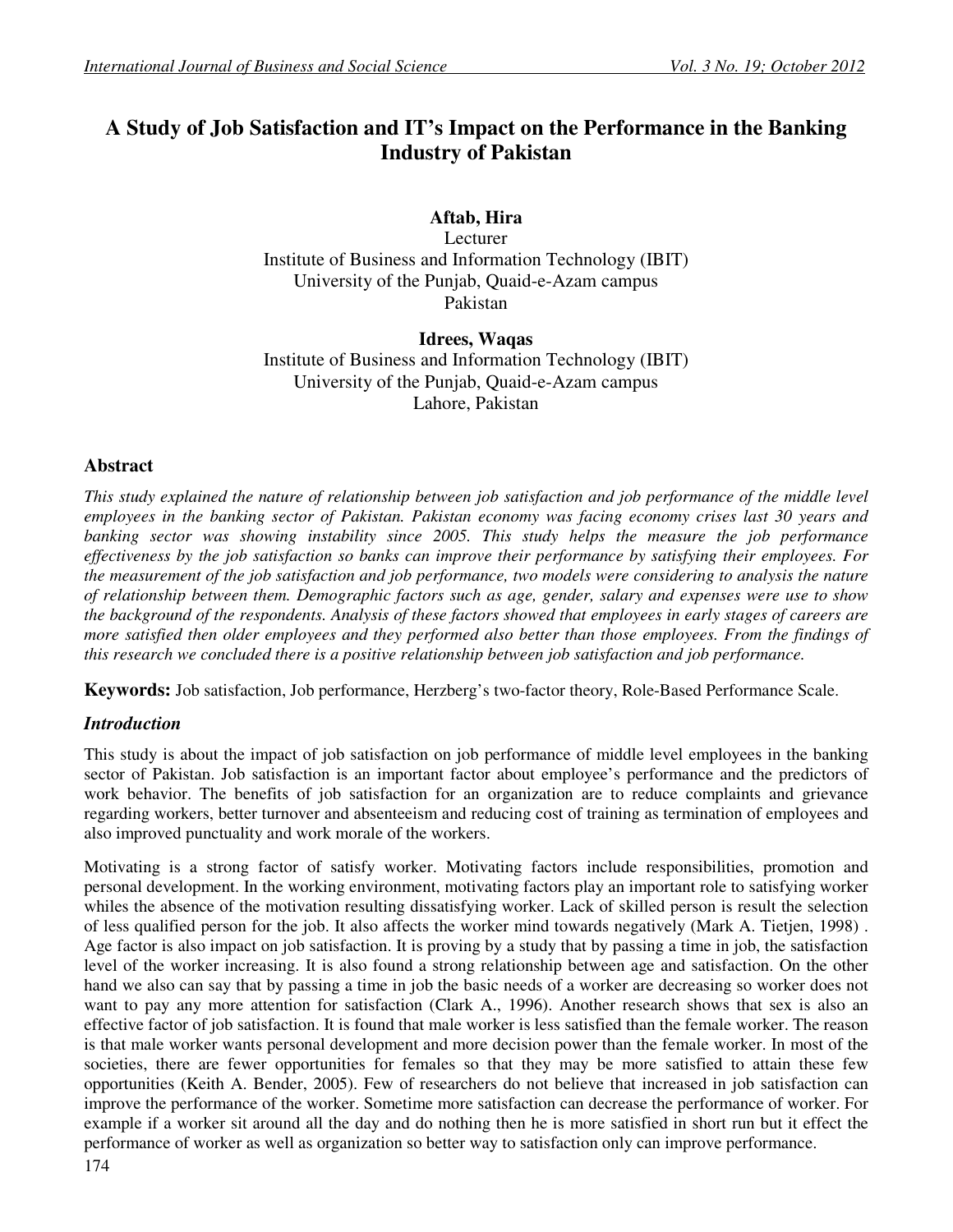# A Study of Job Satisfaction and IT's Impact on the Performance in the Banking Industry of Pakistan

**Aftab, Hira**
Lecturer
Institute of Business and Information Technology (IBIT)
University of the Punjab, Quaid-e-Azam campus
Pakistan

**Idrees, Waqas**
Institute of Business and Information Technology (IBIT)
University of the Punjab, Quaid-e-Azam campus
Lahore, Pakistan

## Abstract

*This study explained the nature of relationship between job satisfaction and job performance of the middle level employees in the banking sector of Pakistan. Pakistan economy was facing economy crises last 30 years and banking sector was showing instability since 2005. This study helps the measure the job performance effectiveness by the job satisfaction so banks can improve their performance by satisfying their employees. For the measurement of the job satisfaction and job performance, two models were considering to analysis the nature of relationship between them. Demographic factors such as age, gender, salary and expenses were use to show the background of the respondents. Analysis of these factors showed that employees in early stages of careers are more satisfied then older employees and they performed also better than those employees. From the findings of this research we concluded there is a positive relationship between job satisfaction and job performance.*

**Keywords:** Job satisfaction, Job performance, Herzberg's two-factor theory, Role-Based Performance Scale.

## *Introduction*

This study is about the impact of job satisfaction on job performance of middle level employees in the banking sector of Pakistan. Job satisfaction is an important factor about employee's performance and the predictors of work behavior. The benefits of job satisfaction for an organization are to reduce complaints and grievance regarding workers, better turnover and absenteeism and reducing cost of training as termination of employees and also improved punctuality and work morale of the workers.

Motivating is a strong factor of satisfy worker. Motivating factors include responsibilities, promotion and personal development. In the working environment, motivating factors play an important role to satisfying worker whiles the absence of the motivation resulting dissatisfying worker. Lack of skilled person is result the selection of less qualified person for the job. It also affects the worker mind towards negatively (Mark A. Tietjen, 1998) . Age factor is also impact on job satisfaction. It is proving by a study that by passing a time in job, the satisfaction level of the worker increasing. It is also found a strong relationship between age and satisfaction. On the other hand we also can say that by passing a time in job the basic needs of a worker are decreasing so worker does not want to pay any more attention for satisfaction (Clark A., 1996). Another research shows that sex is also an effective factor of job satisfaction. It is found that male worker is less satisfied than the female worker. The reason is that male worker wants personal development and more decision power than the female worker. In most of the societies, there are fewer opportunities for females so that they may be more satisfied to attain these few opportunities (Keith A. Bender, 2005). Few of researchers do not believe that increased in job satisfaction can improve the performance of the worker. Sometime more satisfaction can decrease the performance of worker. For example if a worker sit around all the day and do nothing then he is more satisfied in short run but it effect the performance of worker as well as organization so better way to satisfaction only can improve performance.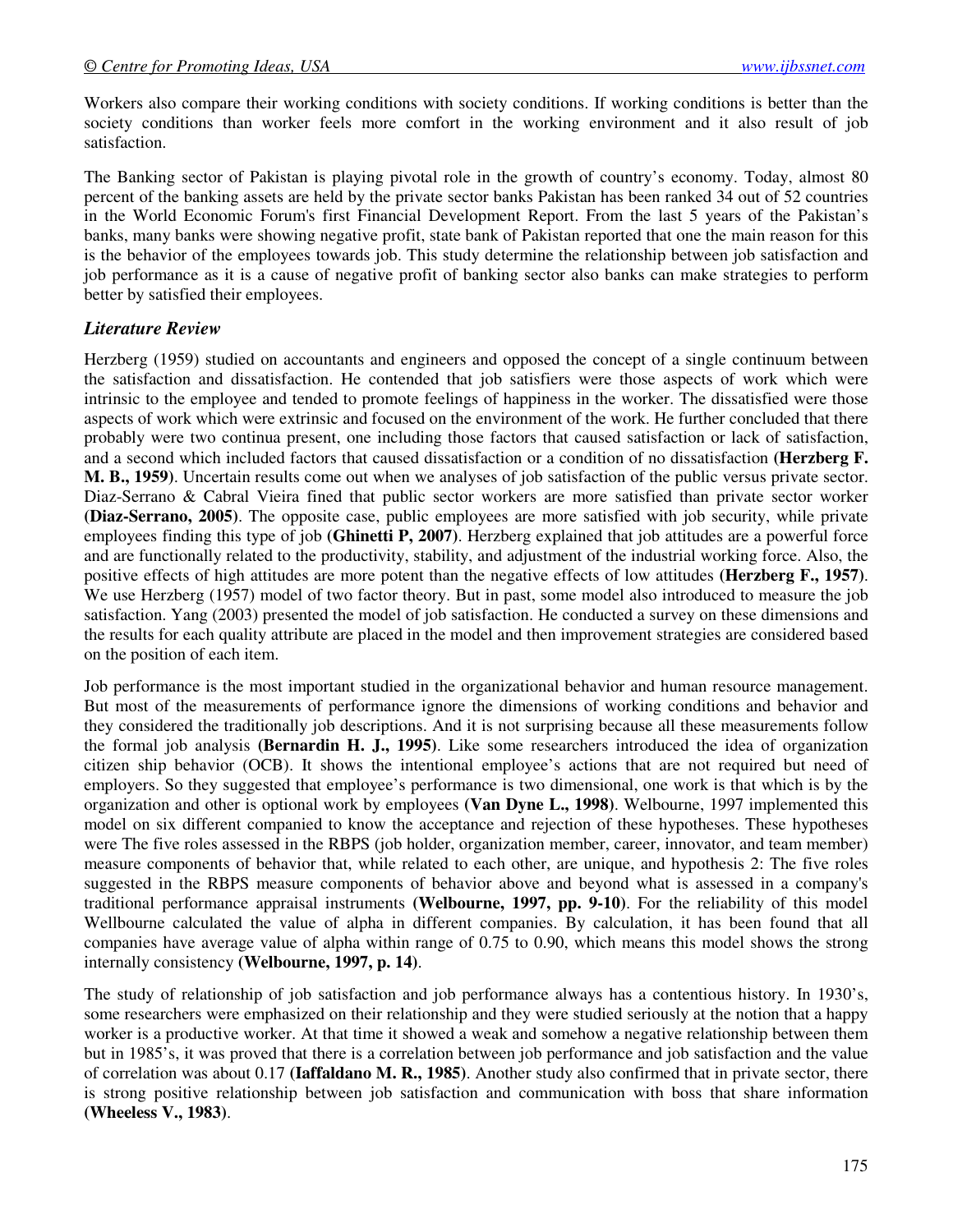Workers also compare their working conditions with society conditions. If working conditions is better than the society conditions than worker feels more comfort in the working environment and it also result of job satisfaction.

The Banking sector of Pakistan is playing pivotal role in the growth of country's economy. Today, almost 80 percent of the banking assets are held by the private sector banks Pakistan has been ranked 34 out of 52 countries in the World Economic Forum's first Financial Development Report. From the last 5 years of the Pakistan's banks, many banks were showing negative profit, state bank of Pakistan reported that one the main reason for this is the behavior of the employees towards job. This study determine the relationship between job satisfaction and job performance as it is a cause of negative profit of banking sector also banks can make strategies to perform better by satisfied their employees.

### *Literature Review*

Herzberg (1959) studied on accountants and engineers and opposed the concept of a single continuum between the satisfaction and dissatisfaction. He contended that job satisfiers were those aspects of work which were intrinsic to the employee and tended to promote feelings of happiness in the worker. The dissatisfied were those aspects of work which were extrinsic and focused on the environment of the work. He further concluded that there probably were two continua present, one including those factors that caused satisfaction or lack of satisfaction, and a second which included factors that caused dissatisfaction or a condition of no dissatisfaction **(Herzberg F. M. B., 1959)**. Uncertain results come out when we analyses of job satisfaction of the public versus private sector. Diaz-Serrano & Cabral Vieira fined that public sector workers are more satisfied than private sector worker **(Diaz-Serrano, 2005)**. The opposite case, public employees are more satisfied with job security, while private employees finding this type of job **(Ghinetti P, 2007)**. Herzberg explained that job attitudes are a powerful force and are functionally related to the productivity, stability, and adjustment of the industrial working force. Also, the positive effects of high attitudes are more potent than the negative effects of low attitudes **(Herzberg F., 1957)**. We use Herzberg (1957) model of two factor theory. But in past, some model also introduced to measure the job satisfaction. Yang (2003) presented the model of job satisfaction. He conducted a survey on these dimensions and the results for each quality attribute are placed in the model and then improvement strategies are considered based on the position of each item.

Job performance is the most important studied in the organizational behavior and human resource management. But most of the measurements of performance ignore the dimensions of working conditions and behavior and they considered the traditionally job descriptions. And it is not surprising because all these measurements follow the formal job analysis **(Bernardin H. J., 1995)**. Like some researchers introduced the idea of organization citizen ship behavior (OCB). It shows the intentional employee's actions that are not required but need of employers. So they suggested that employee's performance is two dimensional, one work is that which is by the organization and other is optional work by employees **(Van Dyne L., 1998)**. Welbourne, 1997 implemented this model on six different companied to know the acceptance and rejection of these hypotheses. These hypotheses were The five roles assessed in the RBPS (job holder, organization member, career, innovator, and team member) measure components of behavior that, while related to each other, are unique, and hypothesis 2: The five roles suggested in the RBPS measure components of behavior above and beyond what is assessed in a company's traditional performance appraisal instruments **(Welbourne, 1997, pp. 9-10)**. For the reliability of this model Wellbourne calculated the value of alpha in different companies. By calculation, it has been found that all companies have average value of alpha within range of 0.75 to 0.90, which means this model shows the strong internally consistency **(Welbourne, 1997, p. 14)**.

The study of relationship of job satisfaction and job performance always has a contentious history. In 1930's, some researchers were emphasized on their relationship and they were studied seriously at the notion that a happy worker is a productive worker. At that time it showed a weak and somehow a negative relationship between them but in 1985's, it was proved that there is a correlation between job performance and job satisfaction and the value of correlation was about 0.17 **(Iaffaldano M. R., 1985)**. Another study also confirmed that in private sector, there is strong positive relationship between job satisfaction and communication with boss that share information **(Wheeless V., 1983)**.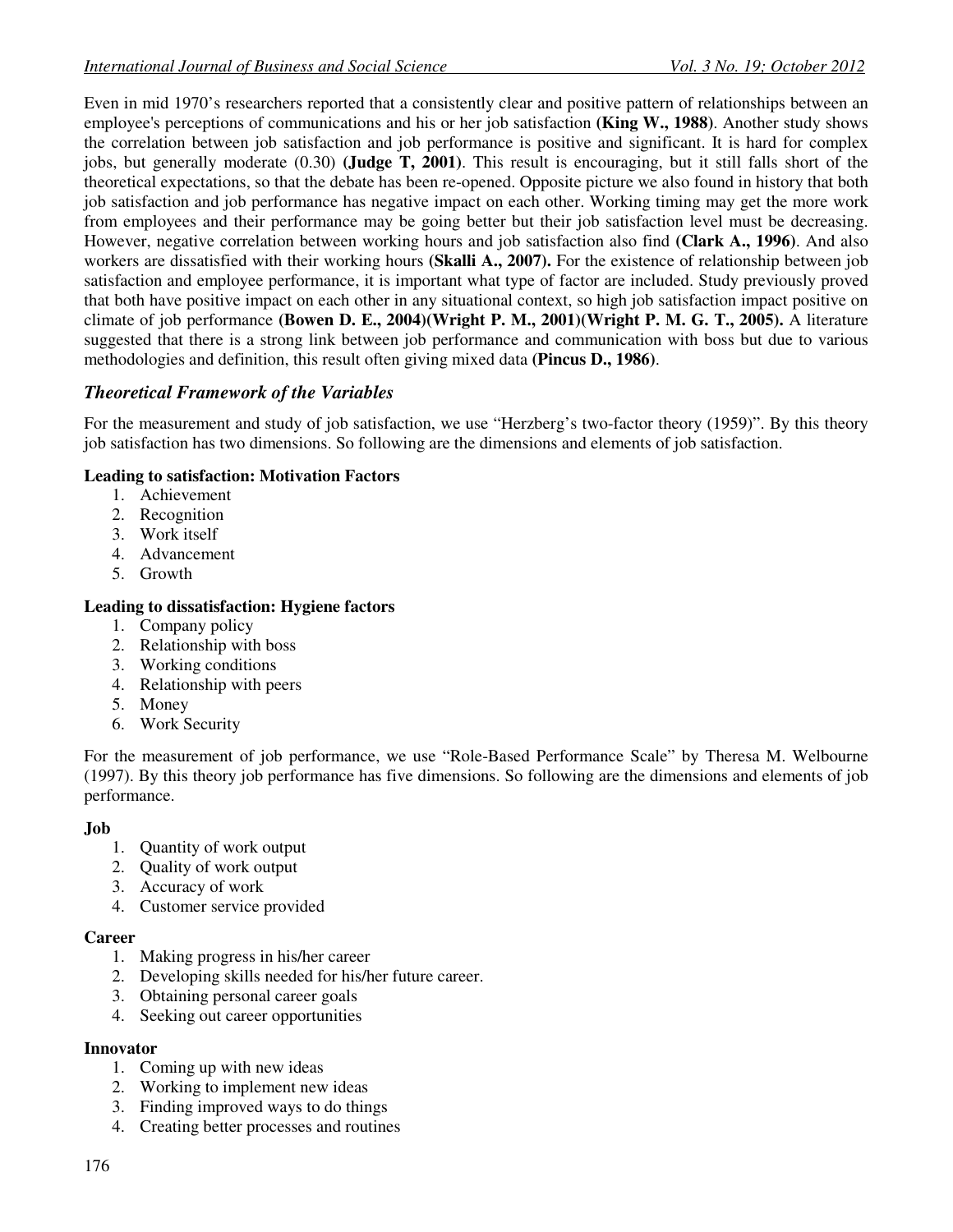Even in mid 1970's researchers reported that a consistently clear and positive pattern of relationships between an employee's perceptions of communications and his or her job satisfaction **(King W., 1988)**. Another study shows the correlation between job satisfaction and job performance is positive and significant. It is hard for complex jobs, but generally moderate (0.30) **(Judge T, 2001)**. This result is encouraging, but it still falls short of the theoretical expectations, so that the debate has been re-opened. Opposite picture we also found in history that both job satisfaction and job performance has negative impact on each other. Working timing may get the more work from employees and their performance may be going better but their job satisfaction level must be decreasing. However, negative correlation between working hours and job satisfaction also find **(Clark A., 1996)**. And also workers are dissatisfied with their working hours **(Skalli A., 2007).** For the existence of relationship between job satisfaction and employee performance, it is important what type of factor are included. Study previously proved that both have positive impact on each other in any situational context, so high job satisfaction impact positive on climate of job performance **(Bowen D. E., 2004)(Wright P. M., 2001)(Wright P. M. G. T., 2005).** A literature suggested that there is a strong link between job performance and communication with boss but due to various methodologies and definition, this result often giving mixed data **(Pincus D., 1986)**.

## *Theoretical Framework of the Variables*

For the measurement and study of job satisfaction, we use "Herzberg's two-factor theory (1959)". By this theory job satisfaction has two dimensions. So following are the dimensions and elements of job satisfaction.

**Leading to satisfaction: Motivation Factors**

1. Achievement
2. Recognition
3. Work itself
4. Advancement
5. Growth

**Leading to dissatisfaction: Hygiene factors**

1. Company policy
2. Relationship with boss
3. Working conditions
4. Relationship with peers
5. Money
6. Work Security

For the measurement of job performance, we use "Role-Based Performance Scale" by Theresa M. Welbourne (1997). By this theory job performance has five dimensions. So following are the dimensions and elements of job performance.

**Job**

1. Quantity of work output
2. Quality of work output
3. Accuracy of work
4. Customer service provided

**Career**

1. Making progress in his/her career
2. Developing skills needed for his/her future career.
3. Obtaining personal career goals
4. Seeking out career opportunities

**Innovator**

1. Coming up with new ideas
2. Working to implement new ideas
3. Finding improved ways to do things
4. Creating better processes and routines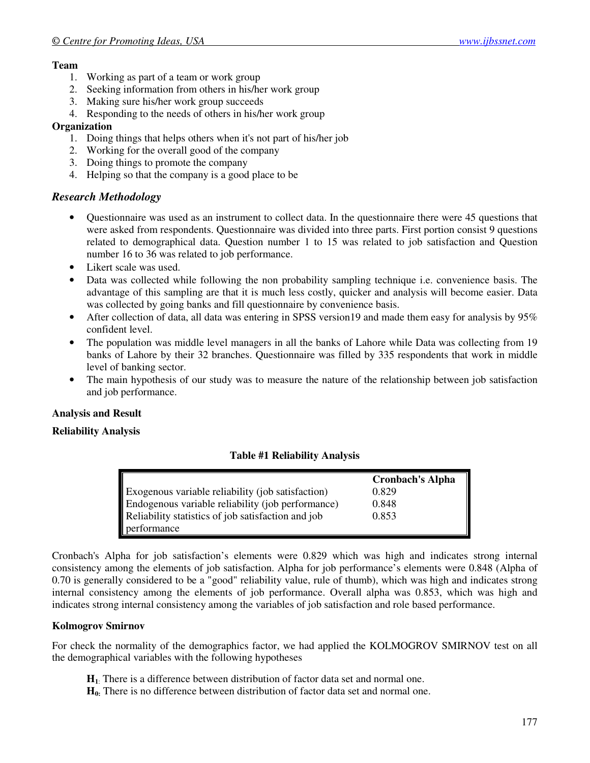**Team**

1. Working as part of a team or work group
2. Seeking information from others in his/her work group
3. Making sure his/her work group succeeds
4. Responding to the needs of others in his/her work group

**Organization**

1. Doing things that helps others when it's not part of his/her job
2. Working for the overall good of the company
3. Doing things to promote the company
4. Helping so that the company is a good place to be

### *Research Methodology*

- Questionnaire was used as an instrument to collect data. In the questionnaire there were 45 questions that were asked from respondents. Questionnaire was divided into three parts. First portion consist 9 questions related to demographical data. Question number 1 to 15 was related to job satisfaction and Question number 16 to 36 was related to job performance.
- Likert scale was used.
- Data was collected while following the non probability sampling technique i.e. convenience basis. The advantage of this sampling are that it is much less costly, quicker and analysis will become easier. Data was collected by going banks and fill questionnaire by convenience basis.
- After collection of data, all data was entering in SPSS version19 and made them easy for analysis by 95% confident level.
- The population was middle level managers in all the banks of Lahore while Data was collecting from 19 banks of Lahore by their 32 branches. Questionnaire was filled by 335 respondents that work in middle level of banking sector.
- The main hypothesis of our study was to measure the nature of the relationship between job satisfaction and job performance.

**Analysis and Result**

**Reliability Analysis**

**Table #1 Reliability Analysis**

| | Cronbach's Alpha |
|---|---|
| Exogenous variable reliability (job satisfaction) | 0.829 |
| Endogenous variable reliability (job performance) | 0.848 |
| Reliability statistics of job satisfaction and job performance | 0.853 |

Cronbach's Alpha for job satisfaction's elements were 0.829 which was high and indicates strong internal consistency among the elements of job satisfaction. Alpha for job performance's elements were 0.848 (Alpha of 0.70 is generally considered to be a "good" reliability value, rule of thumb), which was high and indicates strong internal consistency among the elements of job performance. Overall alpha was 0.853, which was high and indicates strong internal consistency among the variables of job satisfaction and role based performance.

**Kolmogrov Smirnov**

For check the normality of the demographics factor, we had applied the KOLMOGROV SMIRNOV test on all the demographical variables with the following hypotheses

**$H_1$:** There is a difference between distribution of factor data set and normal one.
**$H_0$:** There is no difference between distribution of factor data set and normal one.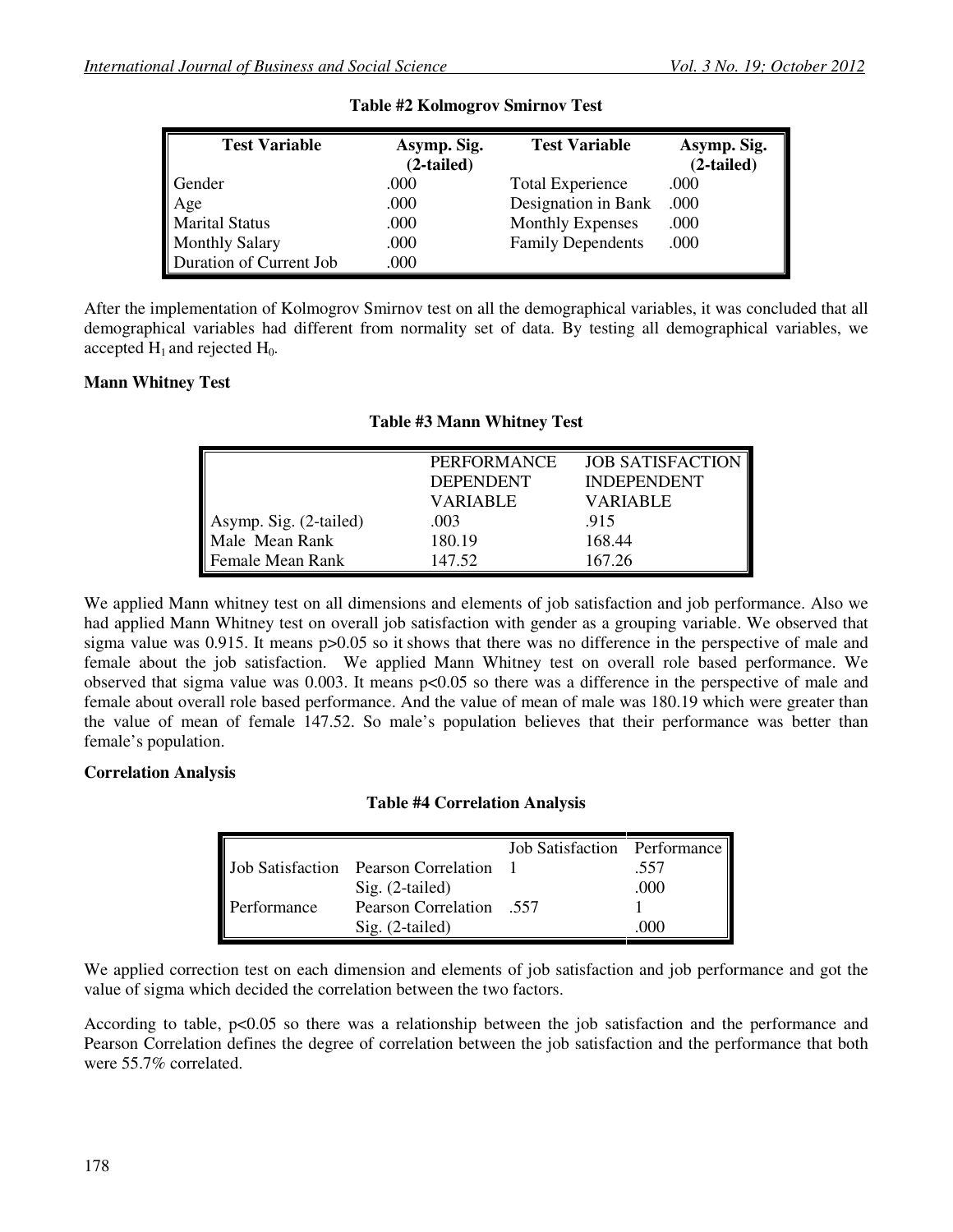**Table #2 Kolmogrov Smirnov Test**

| Test Variable | Asymp. Sig. (2-tailed) | Test Variable | Asymp. Sig. (2-tailed) |
|---|---|---|---|
| Gender | .000 | Total Experience | .000 |
| Age | .000 | Designation in Bank | .000 |
| Marital Status | .000 | Monthly Expenses | .000 |
| Monthly Salary | .000 | Family Dependents | .000 |
| Duration of Current Job | .000 | | |

After the implementation of Kolmogrov Smirnov test on all the demographical variables, it was concluded that all demographical variables had different from normality set of data. By testing all demographical variables, we accepted $H_1$ and rejected $H_0$.

**Mann Whitney Test**

**Table #3 Mann Whitney Test**

| | PERFORMANCE DEPENDENT VARIABLE | JOB SATISFACTION INDEPENDENT VARIABLE |
|---|---|---|
| Asymp. Sig. (2-tailed) | .003 | .915 |
| Male Mean Rank | 180.19 | 168.44 |
| Female Mean Rank | 147.52 | 167.26 |

We applied Mann whitney test on all dimensions and elements of job satisfaction and job performance. Also we had applied Mann Whitney test on overall job satisfaction with gender as a grouping variable. We observed that sigma value was 0.915. It means $p>0.05$ so it shows that there was no difference in the perspective of male and female about the job satisfaction. We applied Mann Whitney test on overall role based performance. We observed that sigma value was 0.003. It means $p<0.05$ so there was a difference in the perspective of male and female about overall role based performance. And the value of mean of male was 180.19 which were greater than the value of mean of female 147.52. So male's population believes that their performance was better than female's population.

**Correlation Analysis**

**Table #4 Correlation Analysis**

| | | Job Satisfaction | Performance |
|---|---|---|---|
| Job Satisfaction | Pearson Correlation | 1 | .557 |
| | Sig. (2-tailed) | | .000 |
| Performance | Pearson Correlation | .557 | 1 |
| | Sig. (2-tailed) | | .000 |

We applied correction test on each dimension and elements of job satisfaction and job performance and got the value of sigma which decided the correlation between the two factors.

According to table, $p<0.05$ so there was a relationship between the job satisfaction and the performance and Pearson Correlation defines the degree of correlation between the job satisfaction and the performance that both were 55.7% correlated.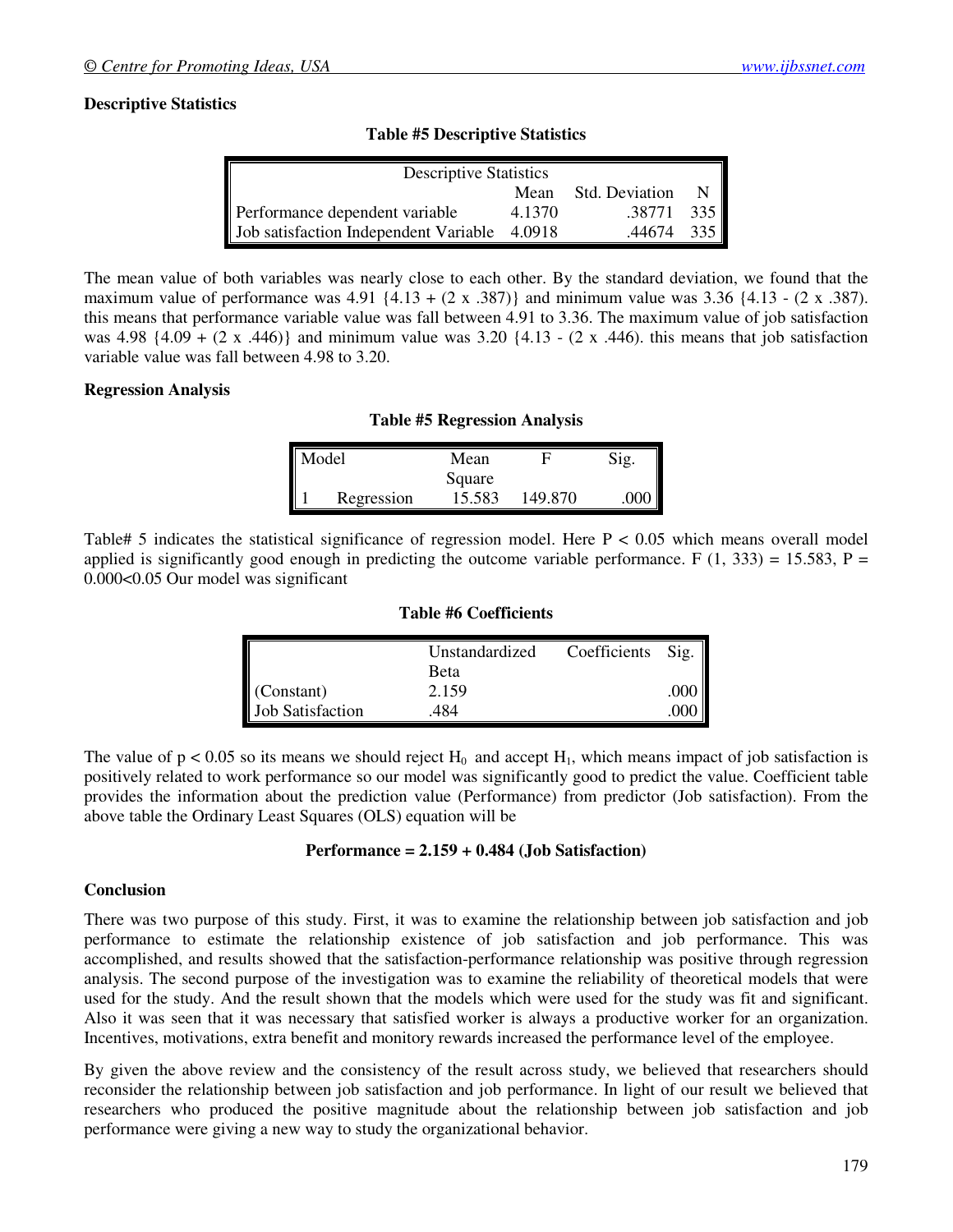### Descriptive Statistics

**Table #5 Descriptive Statistics**

| Descriptive Statistics | | | |
|---|---|---|---|
| | Mean | Std. Deviation | N |
| Performance dependent variable | 4.1370 | .38771 | 335 |
| Job satisfaction Independent Variable | 4.0918 | .44674 | 335 |

The mean value of both variables was nearly close to each other. By the standard deviation, we found that the maximum value of performance was 4.91 {4.13 + (2 x .387)} and minimum value was 3.36 {4.13 - (2 x .387). this means that performance variable value was fall between 4.91 to 3.36. The maximum value of job satisfaction was 4.98 {4.09 + (2 x .446)} and minimum value was 3.20 {4.13 - (2 x .446). this means that job satisfaction variable value was fall between 4.98 to 3.20.

### Regression Analysis

**Table #5 Regression Analysis**

| Model | | Mean Square | F | Sig. |
|---|---|---|---|---|
| 1 | Regression | 15.583 | 149.870 | .000 |

Table# 5 indicates the statistical significance of regression model. Here $P < 0.05$ which means overall model applied is significantly good enough in predicting the outcome variable performance. $F(1, 333) = 15.583$, $P = 0.000 < 0.05$ Our model was significant

**Table #6 Coefficients**

| | Unstandardized Beta | Coefficients | Sig. |
|---|---|---|---|
| (Constant) | 2.159 | | .000 |
| Job Satisfaction | .484 | | .000 |

The value of $p < 0.05$ so its means we should reject $H_0$ and accept $H_1$, which means impact of job satisfaction is positively related to work performance so our model was significantly good to predict the value. Coefficient table provides the information about the prediction value (Performance) from predictor (Job satisfaction). From the above table the Ordinary Least Squares (OLS) equation will be

**Performance = 2.159 + 0.484 (Job Satisfaction)**

### Conclusion

There was two purpose of this study. First, it was to examine the relationship between job satisfaction and job performance to estimate the relationship existence of job satisfaction and job performance. This was accomplished, and results showed that the satisfaction-performance relationship was positive through regression analysis. The second purpose of the investigation was to examine the reliability of theoretical models that were used for the study. And the result shown that the models which were used for the study was fit and significant. Also it was seen that it was necessary that satisfied worker is always a productive worker for an organization. Incentives, motivations, extra benefit and monitory rewards increased the performance level of the employee.

By given the above review and the consistency of the result across study, we believed that researchers should reconsider the relationship between job satisfaction and job performance. In light of our result we believed that researchers who produced the positive magnitude about the relationship between job satisfaction and job performance were giving a new way to study the organizational behavior.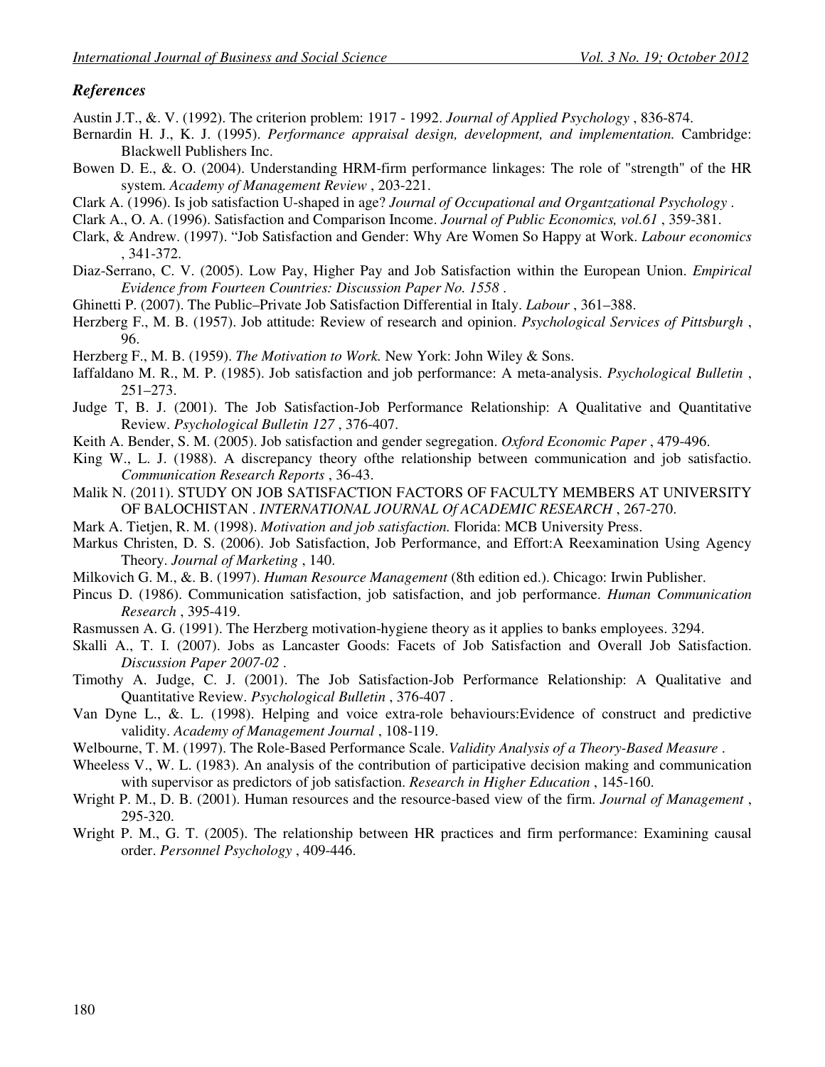## *References*

Austin J.T., &. V. (1992). The criterion problem: 1917 - 1992. *Journal of Applied Psychology* , 836-874.

Bernardin H. J., K. J. (1995). *Performance appraisal design, development, and implementation.* Cambridge: Blackwell Publishers Inc.

Bowen D. E., &. O. (2004). Understanding HRM-firm performance linkages: The role of "strength" of the HR system. *Academy of Management Review* , 203-221.

Clark A. (1996). Is job satisfaction U-shaped in age? *Journal of Occupational and Organtzational Psychology* .

Clark A., O. A. (1996). Satisfaction and Comparison Income. *Journal of Public Economics, vol.61* , 359-381.

Clark, & Andrew. (1997). "Job Satisfaction and Gender: Why Are Women So Happy at Work. *Labour economics* , 341-372.

Diaz-Serrano, C. V. (2005). Low Pay, Higher Pay and Job Satisfaction within the European Union. *Empirical Evidence from Fourteen Countries: Discussion Paper No. 1558* .

Ghinetti P. (2007). The Public–Private Job Satisfaction Differential in Italy. *Labour* , 361–388.

Herzberg F., M. B. (1957). Job attitude: Review of research and opinion. *Psychological Services of Pittsburgh* , 96.

Herzberg F., M. B. (1959). *The Motivation to Work.* New York: John Wiley & Sons.

Iaffaldano M. R., M. P. (1985). Job satisfaction and job performance: A meta-analysis. *Psychological Bulletin* , 251–273.

Judge T, B. J. (2001). The Job Satisfaction-Job Performance Relationship: A Qualitative and Quantitative Review. *Psychological Bulletin 127* , 376-407.

Keith A. Bender, S. M. (2005). Job satisfaction and gender segregation. *Oxford Economic Paper* , 479-496.

King W., L. J. (1988). A discrepancy theory ofthe relationship between communication and job satisfactio. *Communication Research Reports* , 36-43.

Malik N. (2011). STUDY ON JOB SATISFACTION FACTORS OF FACULTY MEMBERS AT UNIVERSITY OF BALOCHISTAN . *INTERNATIONAL JOURNAL Of ACADEMIC RESEARCH* , 267-270.

Mark A. Tietjen, R. M. (1998). *Motivation and job satisfaction.* Florida: MCB University Press.

Markus Christen, D. S. (2006). Job Satisfaction, Job Performance, and Effort:A Reexamination Using Agency Theory. *Journal of Marketing* , 140.

Milkovich G. M., &. B. (1997). *Human Resource Management* (8th edition ed.). Chicago: Irwin Publisher.

Pincus D. (1986). Communication satisfaction, job satisfaction, and job performance. *Human Communication Research* , 395-419.

Rasmussen A. G. (1991). The Herzberg motivation-hygiene theory as it applies to banks employees. 3294.

Skalli A., T. I. (2007). Jobs as Lancaster Goods: Facets of Job Satisfaction and Overall Job Satisfaction. *Discussion Paper 2007-02* .

Timothy A. Judge, C. J. (2001). The Job Satisfaction-Job Performance Relationship: A Qualitative and Quantitative Review. *Psychological Bulletin* , 376-407 .

Van Dyne L., &. L. (1998). Helping and voice extra-role behaviours:Evidence of construct and predictive validity. *Academy of Management Journal* , 108-119.

Welbourne, T. M. (1997). The Role-Based Performance Scale. *Validity Analysis of a Theory-Based Measure* .

Wheeless V., W. L. (1983). An analysis of the contribution of participative decision making and communication with supervisor as predictors of job satisfaction. *Research in Higher Education* , 145-160.

Wright P. M., D. B. (2001). Human resources and the resource-based view of the firm. *Journal of Management* , 295-320.

Wright P. M., G. T. (2005). The relationship between HR practices and firm performance: Examining causal order. *Personnel Psychology* , 409-446.